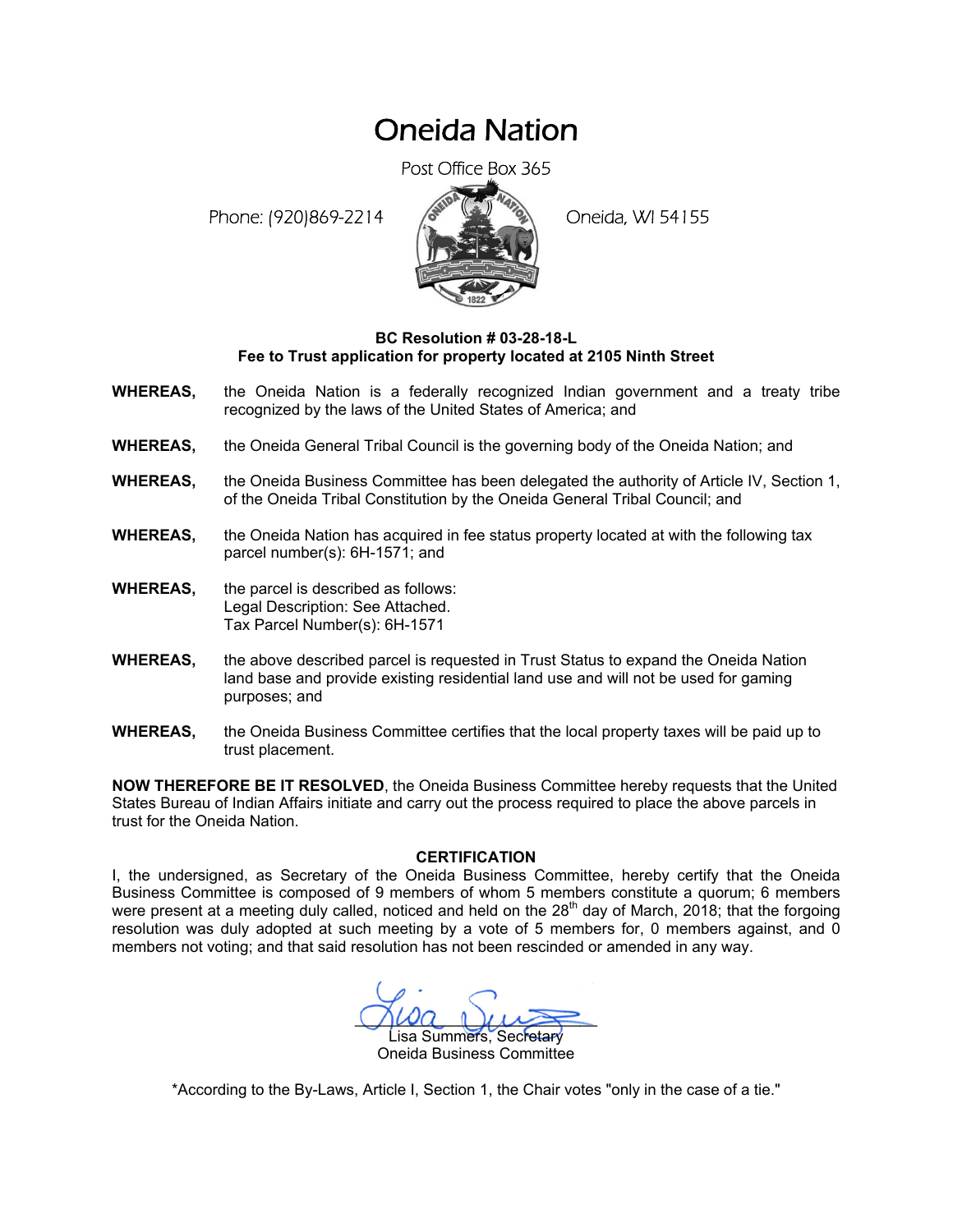# Oneida Nation

Post Office Box 365

Phone: (920)869-2214

Oneida, WI 54155

**BC Resolution # 03-28-18-L**
**Fee to Trust application for property located at 2105 Ninth Street**

**WHEREAS,** the Oneida Nation is a federally recognized Indian government and a treaty tribe recognized by the laws of the United States of America; and

**WHEREAS,** the Oneida General Tribal Council is the governing body of the Oneida Nation; and

**WHEREAS,** the Oneida Business Committee has been delegated the authority of Article IV, Section 1, of the Oneida Tribal Constitution by the Oneida General Tribal Council; and

**WHEREAS,** the Oneida Nation has acquired in fee status property located at with the following tax parcel number(s): 6H-1571; and

**WHEREAS,** the parcel is described as follows:
Legal Description: See Attached.
Tax Parcel Number(s): 6H-1571

**WHEREAS,** the above described parcel is requested in Trust Status to expand the Oneida Nation land base and provide existing residential land use and will not be used for gaming purposes; and

**WHEREAS,** the Oneida Business Committee certifies that the local property taxes will be paid up to trust placement.

**NOW THEREFORE BE IT RESOLVED**, the Oneida Business Committee hereby requests that the United States Bureau of Indian Affairs initiate and carry out the process required to place the above parcels in trust for the Oneida Nation.

**CERTIFICATION**

I, the undersigned, as Secretary of the Oneida Business Committee, hereby certify that the Oneida Business Committee is composed of 9 members of whom 5 members constitute a quorum; 6 members were present at a meeting duly called, noticed and held on the 28th day of March, 2018; that the forgoing resolution was duly adopted at such meeting by a vote of 5 members for, 0 members against, and 0 members not voting; and that said resolution has not been rescinded or amended in any way.

Lisa Summers, Secretary
Oneida Business Committee

*According to the By-Laws, Article I, Section 1, the Chair votes "only in the case of a tie."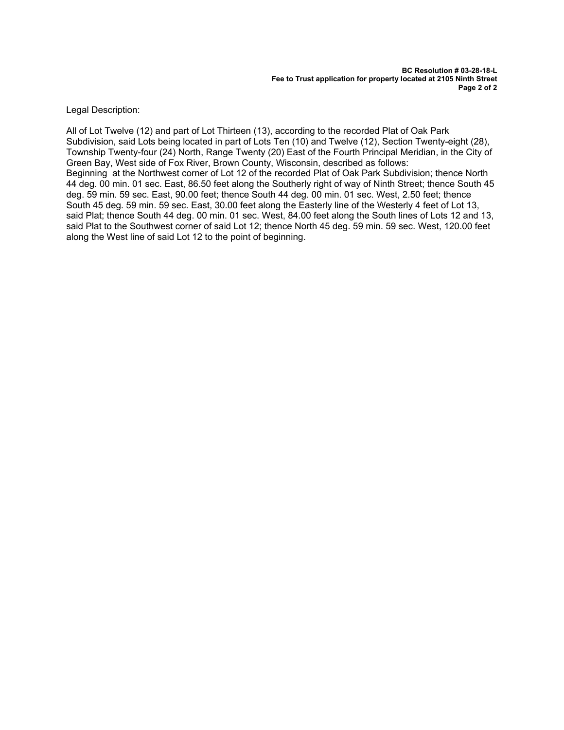Legal Description:

All of Lot Twelve (12) and part of Lot Thirteen (13), according to the recorded Plat of Oak Park Subdivision, said Lots being located in part of Lots Ten (10) and Twelve (12), Section Twenty-eight (28), Township Twenty-four (24) North, Range Twenty (20) East of the Fourth Principal Meridian, in the City of Green Bay, West side of Fox River, Brown County, Wisconsin, described as follows:
Beginning at the Northwest corner of Lot 12 of the recorded Plat of Oak Park Subdivision; thence North 44 deg. 00 min. 01 sec. East, 86.50 feet along the Southerly right of way of Ninth Street; thence South 45 deg. 59 min. 59 sec. East, 90.00 feet; thence South 44 deg. 00 min. 01 sec. West, 2.50 feet; thence South 45 deg. 59 min. 59 sec. East, 30.00 feet along the Easterly line of the Westerly 4 feet of Lot 13, said Plat; thence South 44 deg. 00 min. 01 sec. West, 84.00 feet along the South lines of Lots 12 and 13, said Plat to the Southwest corner of said Lot 12; thence North 45 deg. 59 min. 59 sec. West, 120.00 feet along the West line of said Lot 12 to the point of beginning.